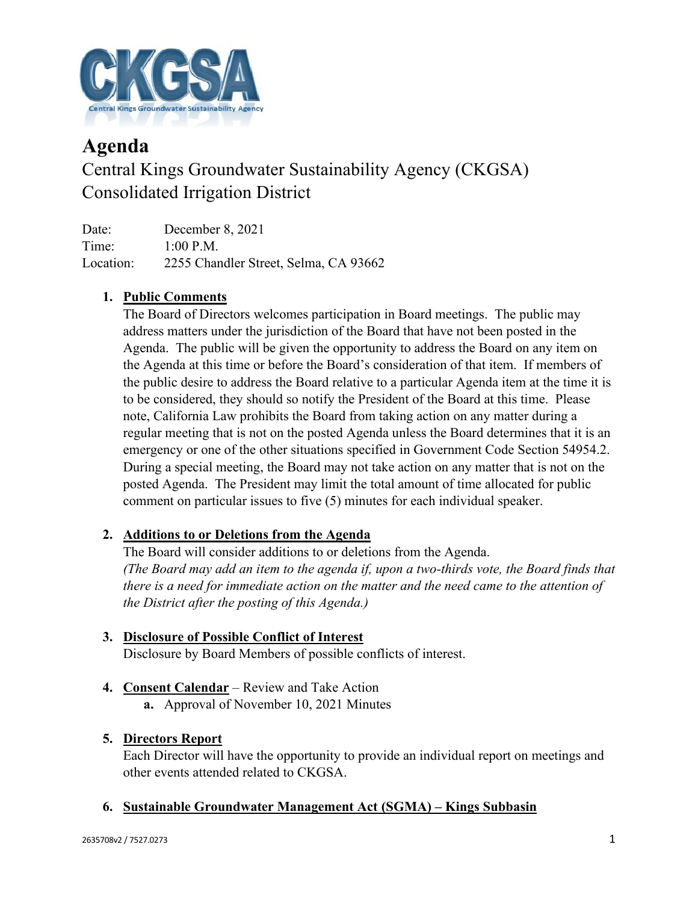# Agenda

Central Kings Groundwater Sustainability Agency (CKGSA)
Consolidated Irrigation District

| | |
|---|---|
| Date: | December 8, 2021 |
| Time: | 1:00 P.M. |
| Location: | 2255 Chandler Street, Selma, CA 93662 |

1. **Public Comments**
   The Board of Directors welcomes participation in Board meetings. The public may address matters under the jurisdiction of the Board that have not been posted in the Agenda. The public will be given the opportunity to address the Board on any item on the Agenda at this time or before the Board's consideration of that item. If members of the public desire to address the Board relative to a particular Agenda item at the time it is to be considered, they should so notify the President of the Board at this time. Please note, California Law prohibits the Board from taking action on any matter during a regular meeting that is not on the posted Agenda unless the Board determines that it is an emergency or one of the other situations specified in Government Code Section 54954.2. During a special meeting, the Board may not take action on any matter that is not on the posted Agenda. The President may limit the total amount of time allocated for public comment on particular issues to five (5) minutes for each individual speaker.

2. **Additions to or Deletions from the Agenda**
   The Board will consider additions to or deletions from the Agenda.
   *(The Board may add an item to the agenda if, upon a two-thirds vote, the Board finds that there is a need for immediate action on the matter and the need came to the attention of the District after the posting of this Agenda.)*

3. **Disclosure of Possible Conflict of Interest**
   Disclosure by Board Members of possible conflicts of interest.

4. **Consent Calendar** – Review and Take Action
   **a.** Approval of November 10, 2021 Minutes

5. **Directors Report**
   Each Director will have the opportunity to provide an individual report on meetings and other events attended related to CKGSA.

6. **Sustainable Groundwater Management Act (SGMA) – Kings Subbasin**

2635708v2 / 7527.0273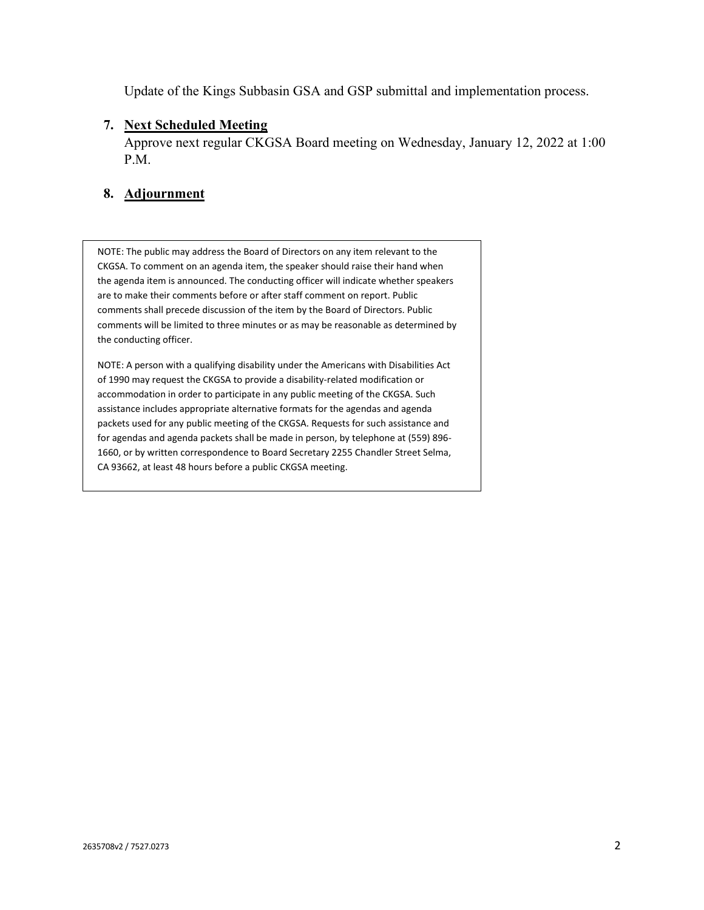Update of the Kings Subbasin GSA and GSP submittal and implementation process.

7. **Next Scheduled Meeting**
   Approve next regular CKGSA Board meeting on Wednesday, January 12, 2022 at 1:00 P.M.

8. **Adjournment**

NOTE: The public may address the Board of Directors on any item relevant to the CKGSA. To comment on an agenda item, the speaker should raise their hand when the agenda item is announced. The conducting officer will indicate whether speakers are to make their comments before or after staff comment on report. Public comments shall precede discussion of the item by the Board of Directors. Public comments will be limited to three minutes or as may be reasonable as determined by the conducting officer.

NOTE: A person with a qualifying disability under the Americans with Disabilities Act of 1990 may request the CKGSA to provide a disability-related modification or accommodation in order to participate in any public meeting of the CKGSA. Such assistance includes appropriate alternative formats for the agendas and agenda packets used for any public meeting of the CKGSA. Requests for such assistance and for agendas and agenda packets shall be made in person, by telephone at (559) 896-1660, or by written correspondence to Board Secretary 2255 Chandler Street Selma, CA 93662, at least 48 hours before a public CKGSA meeting.

2635708v2 / 7527.0273